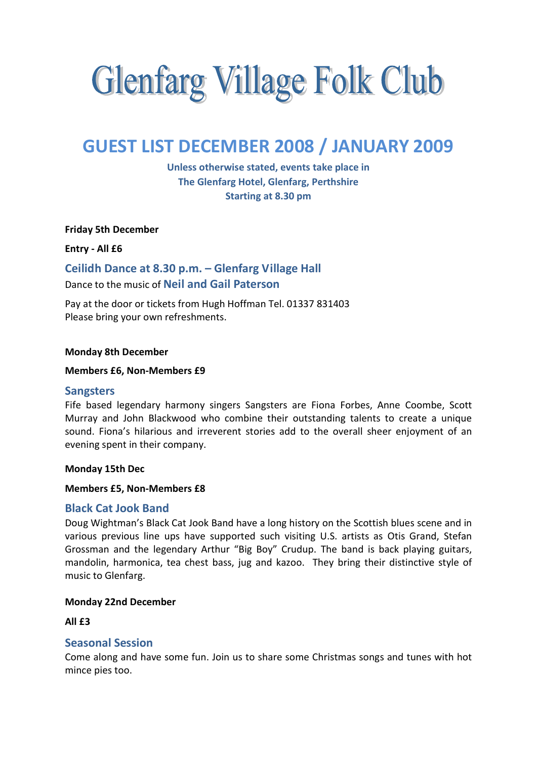# Glenfarg Village Folk Club

## GUEST LIST DECEMBER 2008 / JANUARY 2009

**Unless otherwise stated, events take place in**
**The Glenfarg Hotel, Glenfarg, Perthshire**
**Starting at 8.30 pm**

**Friday 5th December**

**Entry - All £6**

### Ceilidh Dance at 8.30 p.m. – Glenfarg Village Hall

Dance to the music of **Neil and Gail Paterson**

Pay at the door or tickets from Hugh Hoffman Tel. 01337 831403
Please bring your own refreshments.

**Monday 8th December**

**Members £6, Non-Members £9**

### Sangsters

Fife based legendary harmony singers Sangsters are Fiona Forbes, Anne Coombe, Scott Murray and John Blackwood who combine their outstanding talents to create a unique sound. Fiona's hilarious and irreverent stories add to the overall sheer enjoyment of an evening spent in their company.

**Monday 15th Dec**

**Members £5, Non-Members £8**

### Black Cat Jook Band

Doug Wightman's Black Cat Jook Band have a long history on the Scottish blues scene and in various previous line ups have supported such visiting U.S. artists as Otis Grand, Stefan Grossman and the legendary Arthur "Big Boy" Crudup. The band is back playing guitars, mandolin, harmonica, tea chest bass, jug and kazoo. They bring their distinctive style of music to Glenfarg.

**Monday 22nd December**

**All £3**

### Seasonal Session

Come along and have some fun. Join us to share some Christmas songs and tunes with hot mince pies too.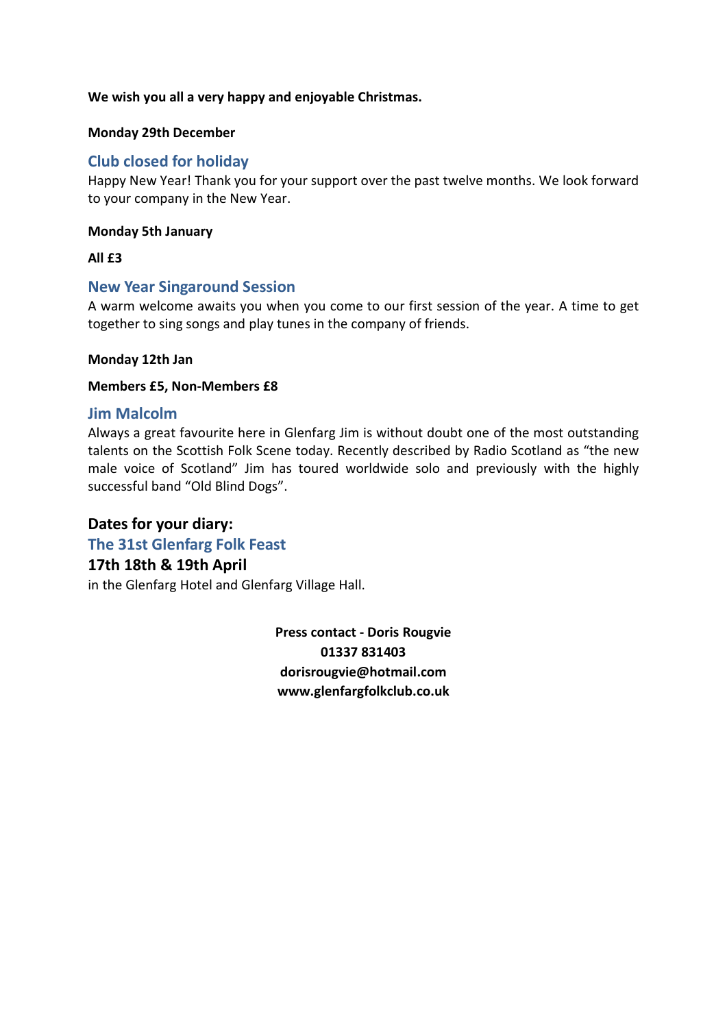**We wish you all a very happy and enjoyable Christmas.**

**Monday 29th December**

### Club closed for holiday

Happy New Year! Thank you for your support over the past twelve months. We look forward to your company in the New Year.

**Monday 5th January**

**All £3**

### New Year Singaround Session

A warm welcome awaits you when you come to our first session of the year. A time to get together to sing songs and play tunes in the company of friends.

**Monday 12th Jan**

**Members £5, Non-Members £8**

### Jim Malcolm

Always a great favourite here in Glenfarg Jim is without doubt one of the most outstanding talents on the Scottish Folk Scene today. Recently described by Radio Scotland as "the new male voice of Scotland" Jim has toured worldwide solo and previously with the highly successful band "Old Blind Dogs".

## Dates for your diary:

## The 31st Glenfarg Folk Feast

## 17th 18th & 19th April

in the Glenfarg Hotel and Glenfarg Village Hall.

**Press contact - Doris Rougvie**
**01337 831403**
**dorisrougvie@hotmail.com**
**www.glenfargfolkclub.co.uk**